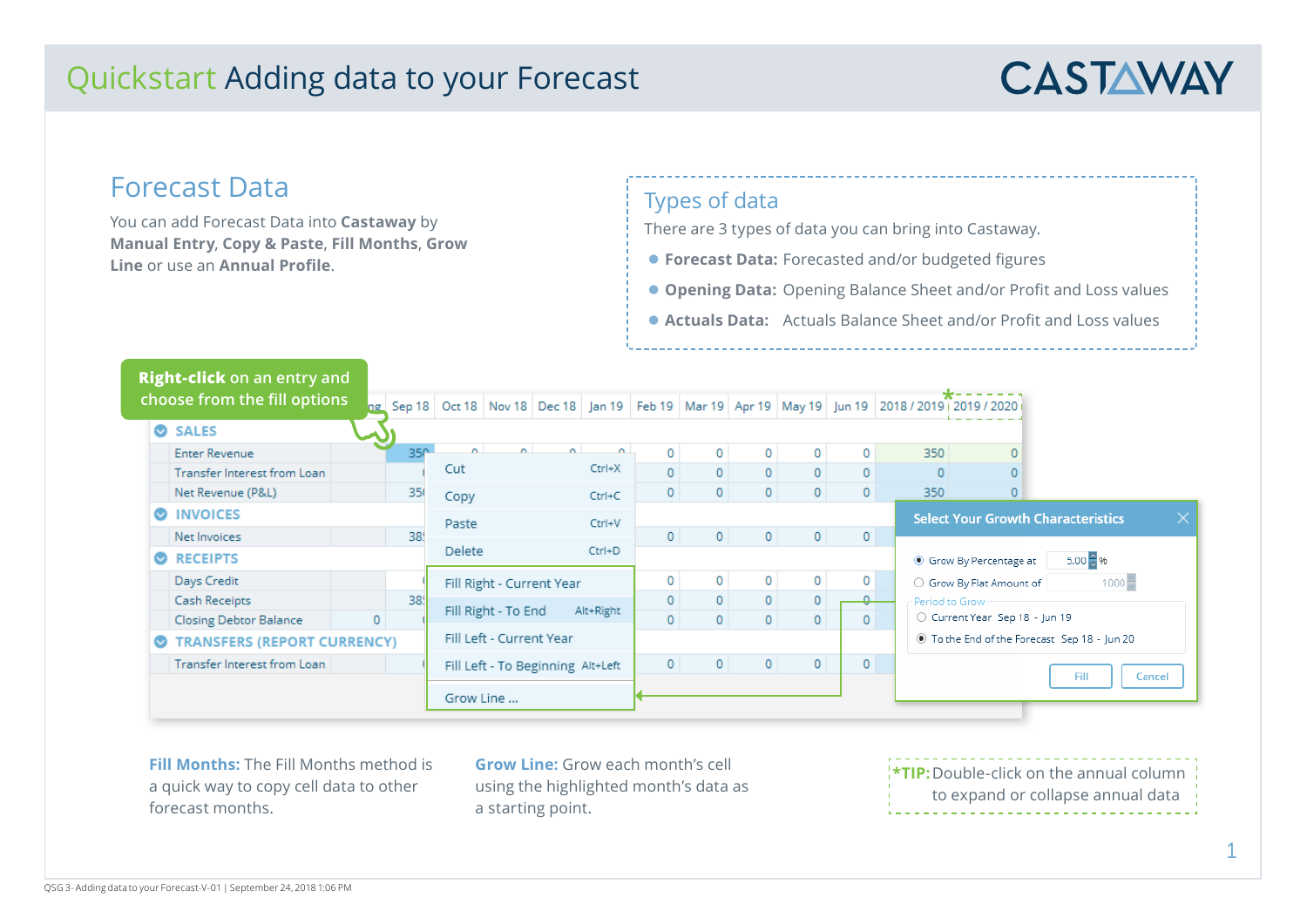# Quickstart Adding data to your Forecast

## Forecast Data

You can add Forecast Data into **Castaway** by **Manual Entry**, **Copy & Paste**, **Fill Months**, **Grow Line** or use an **Annual Profile**.

## Types of data

There are 3 types of data you can bring into Castaway.

- **Forecast Data:** Forecasted and/or budgeted figures
- **Opening Data:** Opening Balance Sheet and/or Profit and Loss values
- **Actuals Data:** Actuals Balance Sheet and/or Profit and Loss values

**Right-click** on an entry and choose from the fill options

**Fill Months:** The Fill Months method is a quick way to copy cell data to other forecast months.

**Grow Line:** Grow each month's cell using the highlighted month's data as a starting point.

***TIP:** Double-click on the annual column to expand or collapse annual data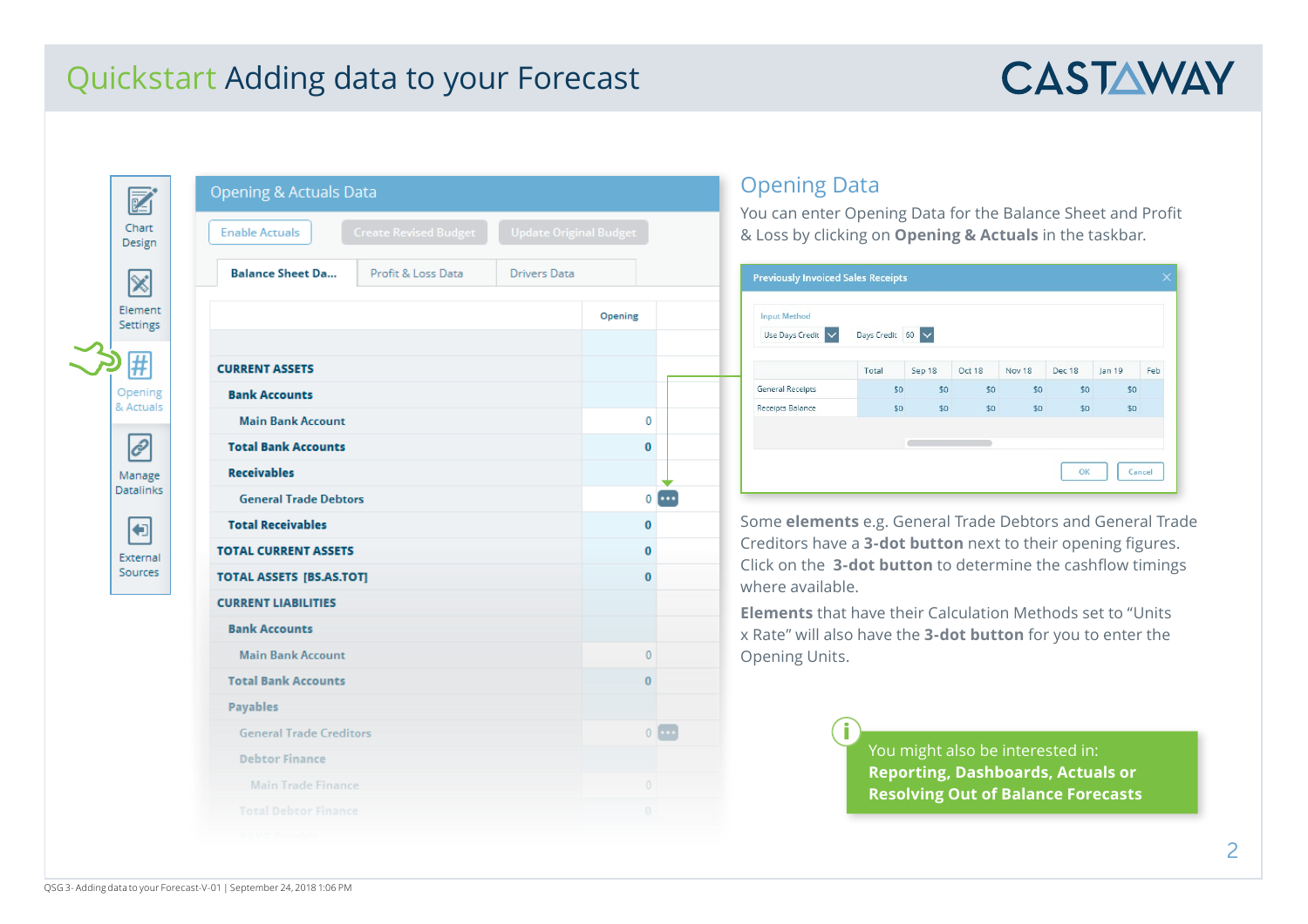# Quickstart Adding data to your Forecast

## Opening Data

You can enter Opening Data for the Balance Sheet and Profit & Loss by clicking on **Opening & Actuals** in the taskbar.

Some **elements** e.g. General Trade Debtors and General Trade Creditors have a **3-dot button** next to their opening figures. Click on the **3-dot button** to determine the cashflow timings where available.

**Elements** that have their Calculation Methods set to "Units x Rate" will also have the **3-dot button** for you to enter the Opening Units.

You might also be interested in:
**Reporting, Dashboards, Actuals or Resolving Out of Balance Forecasts**

QSG 3- Adding data to your Forecast-V-01 | September 24, 2018 1:06 PM